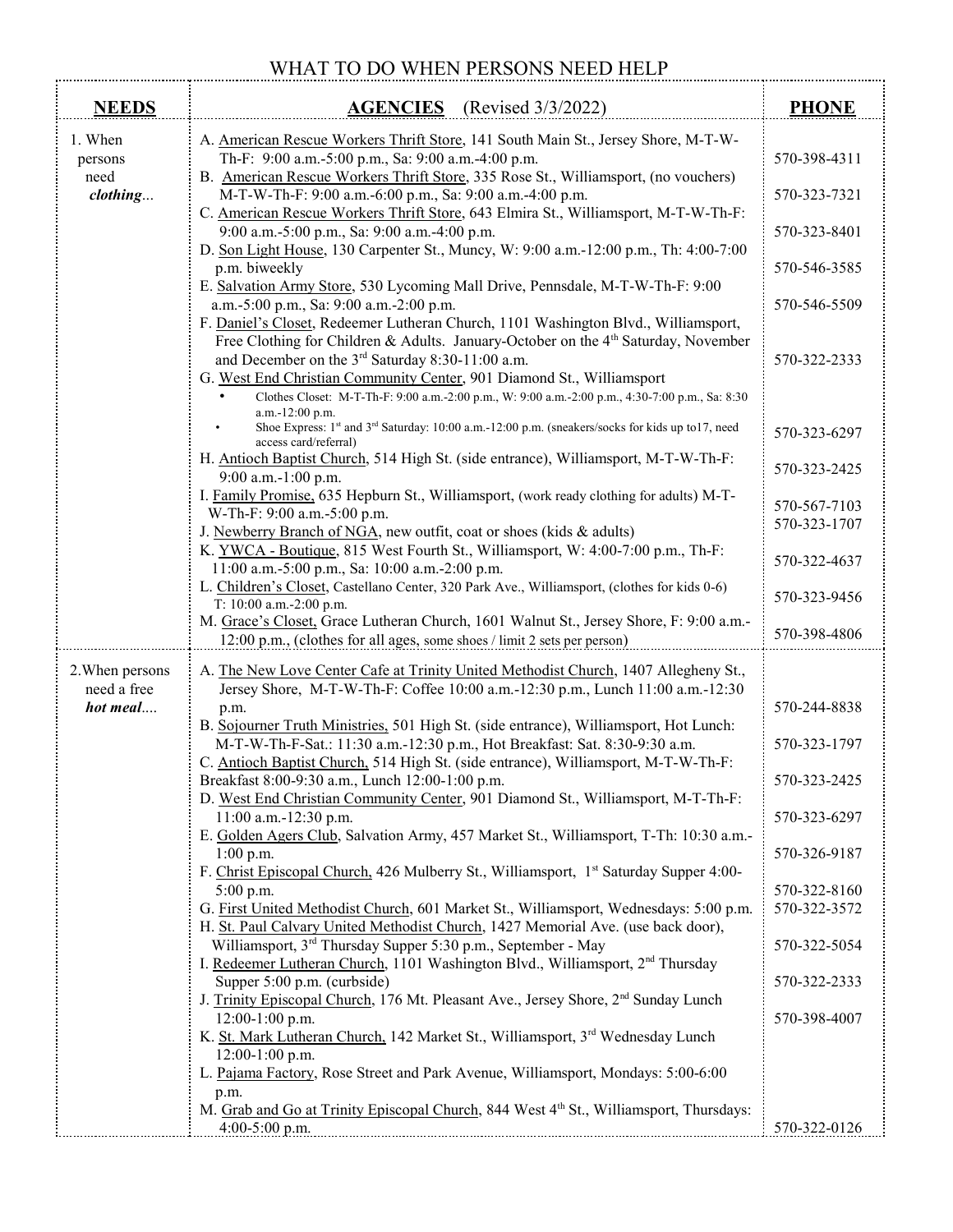# WHAT TO DO WHEN PERSONS NEED HELP

| **NEEDS** | **AGENCIES** (Revised 3/3/2022) | **PHONE** |
|---|---|---|
| 1. When persons need *clothing*... | A. American Rescue Workers Thrift Store, 141 South Main St., Jersey Shore, M-T-W-Th-F: 9:00 a.m.-5:00 p.m., Sa: 9:00 a.m.-4:00 p.m. | 570-398-4311 |
| | B. American Rescue Workers Thrift Store, 335 Rose St., Williamsport, (no vouchers) M-T-W-Th-F: 9:00 a.m.-6:00 p.m., Sa: 9:00 a.m.-4:00 p.m. | 570-323-7321 |
| | C. American Rescue Workers Thrift Store, 643 Elmira St., Williamsport, M-T-W-Th-F: 9:00 a.m.-5:00 p.m., Sa: 9:00 a.m.-4:00 p.m. | 570-323-8401 |
| | D. Son Light House, 130 Carpenter St., Muncy, W: 9:00 a.m.-12:00 p.m., Th: 4:00-7:00 p.m. biweekly | 570-546-3585 |
| | E. Salvation Army Store, 530 Lycoming Mall Drive, Pennsdale, M-T-W-Th-F: 9:00 a.m.-5:00 p.m., Sa: 9:00 a.m.-2:00 p.m. | 570-546-5509 |
| | F. Daniel's Closet, Redeemer Lutheran Church, 1101 Washington Blvd., Williamsport, Free Clothing for Children & Adults. January-October on the 4th Saturday, November and December on the 3rd Saturday 8:30-11:00 a.m. | 570-322-2333 |
| | G. West End Christian Community Center, 901 Diamond St., Williamsport<br>• Clothes Closet: M-T-Th-F: 9:00 a.m.-2:00 p.m., W: 9:00 a.m.-2:00 p.m., 4:30-7:00 p.m., Sa: 8:30 a.m.-12:00 p.m.<br>• Shoe Express: 1st and 3rd Saturday: 10:00 a.m.-12:00 p.m. (sneakers/socks for kids up to17, need access card/referral) | 570-323-6297 |
| | H. Antioch Baptist Church, 514 High St. (side entrance), Williamsport, M-T-W-Th-F: 9:00 a.m.-1:00 p.m. | 570-323-2425 |
| | I. Family Promise, 635 Hepburn St., Williamsport, (work ready clothing for adults) M-T-W-Th-F: 9:00 a.m.-5:00 p.m. | 570-567-7103 |
| | J. Newberry Branch of NGA, new outfit, coat or shoes (kids & adults) | 570-323-1707 |
| | K. YWCA - Boutique, 815 West Fourth St., Williamsport, W: 4:00-7:00 p.m., Th-F: 11:00 a.m.-5:00 p.m., Sa: 10:00 a.m.-2:00 p.m. | 570-322-4637 |
| | L. Children's Closet, Castellano Center, 320 Park Ave., Williamsport, (clothes for kids 0-6) T: 10:00 a.m.-2:00 p.m. | 570-323-9456 |
| | M. Grace's Closet, Grace Lutheran Church, 1601 Walnut St., Jersey Shore, F: 9:00 a.m.-12:00 p.m., (clothes for all ages, some shoes / limit 2 sets per person) | 570-398-4806 |
| 2. When persons need a free *hot meal*.... | A. The New Love Center Cafe at Trinity United Methodist Church, 1407 Allegheny St., Jersey Shore, M-T-W-Th-F: Coffee 10:00 a.m.-12:30 p.m., Lunch 11:00 a.m.-12:30 p.m. | 570-244-8838 |
| | B. Sojourner Truth Ministries, 501 High St. (side entrance), Williamsport, Hot Lunch: M-T-W-Th-F-Sat.: 11:30 a.m.-12:30 p.m., Hot Breakfast: Sat. 8:30-9:30 a.m. | 570-323-1797 |
| | C. Antioch Baptist Church, 514 High St. (side entrance), Williamsport, M-T-W-Th-F: Breakfast 8:00-9:30 a.m., Lunch 12:00-1:00 p.m. | 570-323-2425 |
| | D. West End Christian Community Center, 901 Diamond St., Williamsport, M-T-Th-F: 11:00 a.m.-12:30 p.m. | 570-323-6297 |
| | E. Golden Agers Club, Salvation Army, 457 Market St., Williamsport, T-Th: 10:30 a.m.-1:00 p.m. | 570-326-9187 |
| | F. Christ Episcopal Church, 426 Mulberry St., Williamsport, 1st Saturday Supper 4:00-5:00 p.m. | 570-322-8160 |
| | G. First United Methodist Church, 601 Market St., Williamsport, Wednesdays: 5:00 p.m. | 570-322-3572 |
| | H. St. Paul Calvary United Methodist Church, 1427 Memorial Ave. (use back door), Williamsport, 3rd Thursday Supper 5:30 p.m., September - May | 570-322-5054 |
| | I. Redeemer Lutheran Church, 1101 Washington Blvd., Williamsport, 2nd Thursday Supper 5:00 p.m. (curbside) | 570-322-2333 |
| | J. Trinity Episcopal Church, 176 Mt. Pleasant Ave., Jersey Shore, 2nd Sunday Lunch 12:00-1:00 p.m. | 570-398-4007 |
| | K. St. Mark Lutheran Church, 142 Market St., Williamsport, 3rd Wednesday Lunch 12:00-1:00 p.m. | |
| | L. Pajama Factory, Rose Street and Park Avenue, Williamsport, Mondays: 5:00-6:00 p.m. | |
| | M. Grab and Go at Trinity Episcopal Church, 844 West 4th St., Williamsport, Thursdays: 4:00-5:00 p.m. | 570-322-0126 |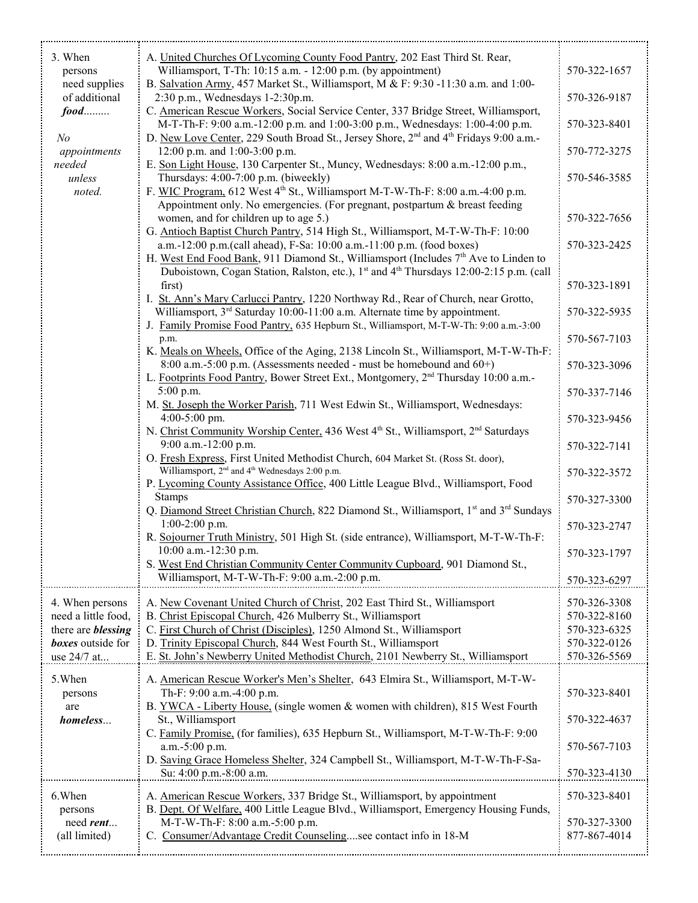| | | |
|---|---|---|
| 3. When persons need supplies of additional ***food***......... <br><br> *No appointments needed unless noted.* | A. United Churches Of Lycoming County Food Pantry, 202 East Third St. Rear, Williamsport, T-Th: 10:15 a.m. - 12:00 p.m. (by appointment) | 570-322-1657 |
| | B. Salvation Army, 457 Market St., Williamsport, M & F: 9:30 -11:30 a.m. and 1:00-2:30 p.m., Wednesdays 1-2:30p.m. | 570-326-9187 |
| | C. American Rescue Workers, Social Service Center, 337 Bridge Street, Williamsport, M-T-Th-F: 9:00 a.m.-12:00 p.m. and 1:00-3:00 p.m., Wednesdays: 1:00-4:00 p.m. | 570-323-8401 |
| | D. New Love Center, 229 South Broad St., Jersey Shore, 2nd and 4th Fridays 9:00 a.m.-12:00 p.m. and 1:00-3:00 p.m. | 570-772-3275 |
| | E. Son Light House, 130 Carpenter St., Muncy, Wednesdays: 8:00 a.m.-12:00 p.m., Thursdays: 4:00-7:00 p.m. (biweekly) | 570-546-3585 |
| | F. WIC Program, 612 West 4th St., Williamsport M-T-W-Th-F: 8:00 a.m.-4:00 p.m. Appointment only. No emergencies. (For pregnant, postpartum & breast feeding women, and for children up to age 5.) | 570-322-7656 |
| | G. Antioch Baptist Church Pantry, 514 High St., Williamsport, M-T-W-Th-F: 10:00 a.m.-12:00 p.m.(call ahead), F-Sa: 10:00 a.m.-11:00 p.m. (food boxes) | 570-323-2425 |
| | H. West End Food Bank, 911 Diamond St., Williamsport (Includes 7th Ave to Linden to Duboistown, Cogan Station, Ralston, etc.), 1st and 4th Thursdays 12:00-2:15 p.m. (call first) | 570-323-1891 |
| | I. St. Ann's Mary Carlucci Pantry, 1220 Northway Rd., Rear of Church, near Grotto, Williamsport, 3rd Saturday 10:00-11:00 a.m. Alternate time by appointment. | 570-322-5935 |
| | J. Family Promise Food Pantry, 635 Hepburn St., Williamsport, M-T-W-Th: 9:00 a.m.-3:00 p.m. | 570-567-7103 |
| | K. Meals on Wheels, Office of the Aging, 2138 Lincoln St., Williamsport, M-T-W-Th-F: 8:00 a.m.-5:00 p.m. (Assessments needed - must be homebound and 60+) | 570-323-3096 |
| | L. Footprints Food Pantry, Bower Street Ext., Montgomery, 2nd Thursday 10:00 a.m.-5:00 p.m. | 570-337-7146 |
| | M. St. Joseph the Worker Parish, 711 West Edwin St., Williamsport, Wednesdays: 4:00-5:00 pm. | 570-323-9456 |
| | N. Christ Community Worship Center, 436 West 4th St., Williamsport, 2nd Saturdays 9:00 a.m.-12:00 p.m. | 570-322-7141 |
| | O. Fresh Express, First United Methodist Church, 604 Market St. (Ross St. door), Williamsport, 2nd and 4th Wednesdays 2:00 p.m. | 570-322-3572 |
| | P. Lycoming County Assistance Office, 400 Little League Blvd., Williamsport, Food Stamps | 570-327-3300 |
| | Q. Diamond Street Christian Church, 822 Diamond St., Williamsport, 1st and 3rd Sundays 1:00-2:00 p.m. | 570-323-2747 |
| | R. Sojourner Truth Ministry, 501 High St. (side entrance), Williamsport, M-T-W-Th-F: 10:00 a.m.-12:30 p.m. | 570-323-1797 |
| | S. West End Christian Community Center Community Cupboard, 901 Diamond St., Williamsport, M-T-W-Th-F: 9:00 a.m.-2:00 p.m. | 570-323-6297 |
| 4. When persons need a little food, there are ***blessing boxes*** outside for use 24/7 at... | A. New Covenant United Church of Christ, 202 East Third St., Williamsport | 570-326-3308 |
| | B. Christ Episcopal Church, 426 Mulberry St., Williamsport | 570-322-8160 |
| | C. First Church of Christ (Disciples), 1250 Almond St., Williamsport | 570-323-6325 |
| | D. Trinity Episcopal Church, 844 West Fourth St., Williamsport | 570-322-0126 |
| | E. St. John's Newberry United Methodist Church, 2101 Newberry St., Williamsport | 570-326-5569 |
| 5.When persons are ***homeless***... | A. American Rescue Worker's Men's Shelter, 643 Elmira St., Williamsport, M-T-W-Th-F: 9:00 a.m.-4:00 p.m. | 570-323-8401 |
| | B. YWCA - Liberty House, (single women & women with children), 815 West Fourth St., Williamsport | 570-322-4637 |
| | C. Family Promise, (for families), 635 Hepburn St., Williamsport, M-T-W-Th-F: 9:00 a.m.-5:00 p.m. | 570-567-7103 |
| | D. Saving Grace Homeless Shelter, 324 Campbell St., Williamsport, M-T-W-Th-F-Sa-Su: 4:00 p.m.-8:00 a.m. | 570-323-4130 |
| 6.When persons need ***rent***... (all limited) | A. American Rescue Workers, 337 Bridge St., Williamsport, by appointment | 570-323-8401 |
| | B. Dept. Of Welfare, 400 Little League Blvd., Williamsport, Emergency Housing Funds, M-T-W-Th-F: 8:00 a.m.-5:00 p.m. | 570-327-3300 |
| | C. Consumer/Advantage Credit Counseling....see contact info in 18-M | 877-867-4014 |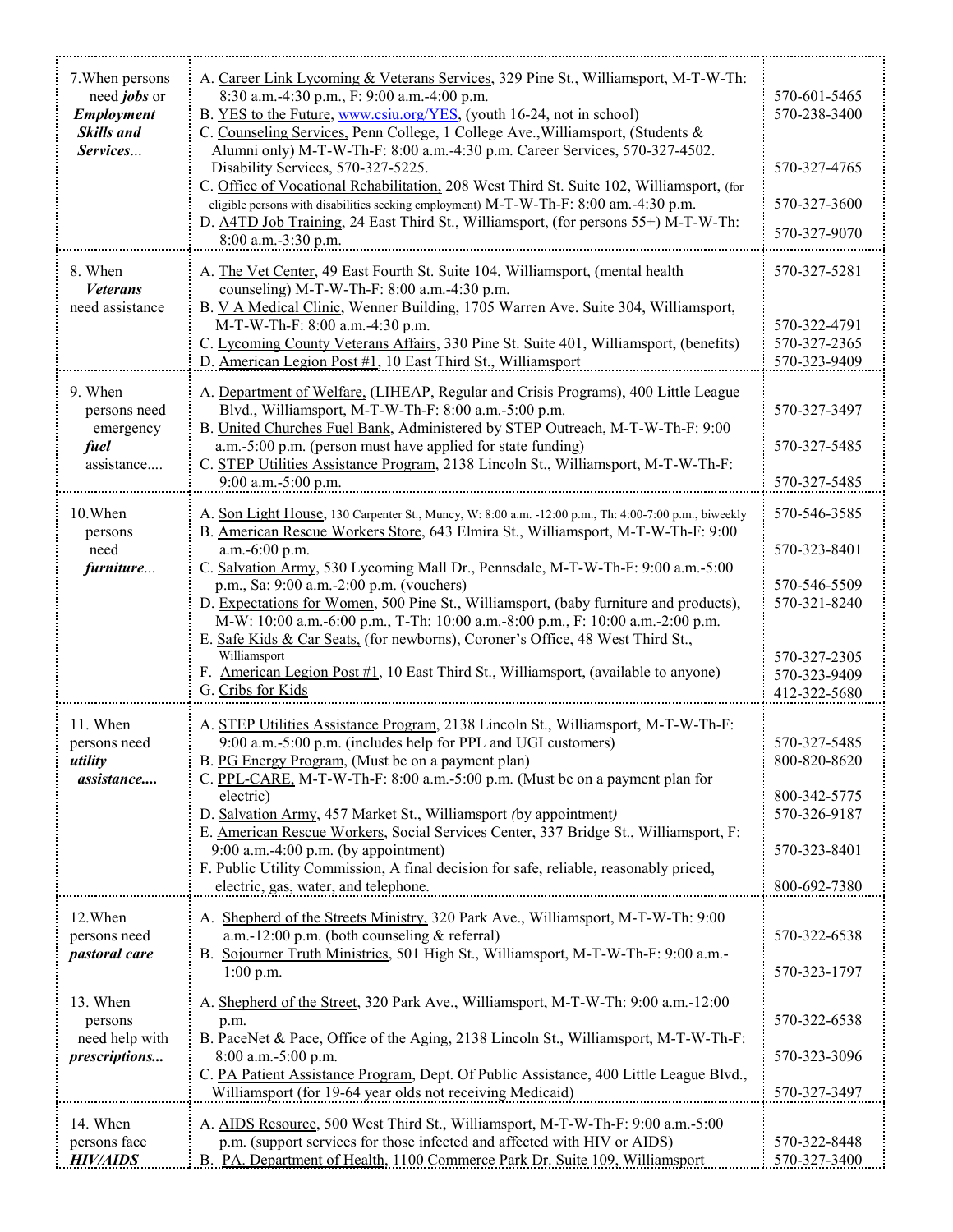| | | |
|---|---|---|
| 7.When persons need ***jobs*** or ***Employment Skills and Services***... | A. Career Link Lycoming & Veterans Services, 329 Pine St., Williamsport, M-T-W-Th: 8:30 a.m.-4:30 p.m., F: 9:00 a.m.-4:00 p.m.<br>B. YES to the Future, www.csiu.org/YES, (youth 16-24, not in school)<br>C. Counseling Services, Penn College, 1 College Ave.,Williamsport, (Students & Alumni only) M-T-W-Th-F: 8:00 a.m.-4:30 p.m. Career Services, 570-327-4502. Disability Services, 570-327-5225.<br>C. Office of Vocational Rehabilitation, 208 West Third St. Suite 102, Williamsport, (for eligible persons with disabilities seeking employment) M-T-W-Th-F: 8:00 am.-4:30 p.m.<br>D. A4TD Job Training, 24 East Third St., Williamsport, (for persons 55+) M-T-W-Th: 8:00 a.m.-3:30 p.m. | 570-601-5465<br>570-238-3400<br><br>570-327-4765<br><br>570-327-3600<br><br>570-327-9070 |
| 8. When ***Veterans*** need assistance | A. The Vet Center, 49 East Fourth St. Suite 104, Williamsport, (mental health counseling) M-T-W-Th-F: 8:00 a.m.-4:30 p.m.<br>B. V A Medical Clinic, Wenner Building, 1705 Warren Ave. Suite 304, Williamsport, M-T-W-Th-F: 8:00 a.m.-4:30 p.m.<br>C. Lycoming County Veterans Affairs, 330 Pine St. Suite 401, Williamsport, (benefits)<br>D. American Legion Post #1, 10 East Third St., Williamsport | 570-327-5281<br><br>570-322-4791<br>570-327-2365<br>570-323-9409 |
| 9. When persons need emergency ***fuel*** assistance.... | A. Department of Welfare, (LIHEAP, Regular and Crisis Programs), 400 Little League Blvd., Williamsport, M-T-W-Th-F: 8:00 a.m.-5:00 p.m.<br>B. United Churches Fuel Bank, Administered by STEP Outreach, M-T-W-Th-F: 9:00 a.m.-5:00 p.m. (person must have applied for state funding)<br>C. STEP Utilities Assistance Program, 2138 Lincoln St., Williamsport, M-T-W-Th-F: 9:00 a.m.-5:00 p.m. | 570-327-3497<br><br>570-327-5485<br><br>570-327-5485 |
| 10.When persons need ***furniture***... | A. Son Light House, 130 Carpenter St., Muncy, W: 8:00 a.m. -12:00 p.m., Th: 4:00-7:00 p.m., biweekly<br>B. American Rescue Workers Store, 643 Elmira St., Williamsport, M-T-W-Th-F: 9:00 a.m.-6:00 p.m.<br>C. Salvation Army, 530 Lycoming Mall Dr., Pennsdale, M-T-W-Th-F: 9:00 a.m.-5:00 p.m., Sa: 9:00 a.m.-2:00 p.m. (vouchers)<br>D. Expectations for Women, 500 Pine St., Williamsport, (baby furniture and products), M-W: 10:00 a.m.-6:00 p.m., T-Th: 10:00 a.m.-8:00 p.m., F: 10:00 a.m.-2:00 p.m.<br>E. Safe Kids & Car Seats, (for newborns), Coroner's Office, 48 West Third St., Williamsport<br>F. American Legion Post #1, 10 East Third St., Williamsport, (available to anyone)<br>G. Cribs for Kids | 570-546-3585<br><br>570-323-8401<br><br>570-546-5509<br>570-321-8240<br><br>570-327-2305<br>570-323-9409<br>412-322-5680 |
| 11. When persons need ***utility assistance....*** | A. STEP Utilities Assistance Program, 2138 Lincoln St., Williamsport, M-T-W-Th-F: 9:00 a.m.-5:00 p.m. (includes help for PPL and UGI customers)<br>B. PG Energy Program, (Must be on a payment plan)<br>C. PPL-CARE, M-T-W-Th-F: 8:00 a.m.-5:00 p.m. (Must be on a payment plan for electric)<br>D. Salvation Army, 457 Market St., Williamsport (by appointment)<br>E. American Rescue Workers, Social Services Center, 337 Bridge St., Williamsport, F: 9:00 a.m.-4:00 p.m. (by appointment)<br>F. Public Utility Commission, A final decision for safe, reliable, reasonably priced, electric, gas, water, and telephone. | <br>570-327-5485<br>800-820-8620<br><br>800-342-5775<br>570-326-9187<br><br>570-323-8401<br><br>800-692-7380 |
| 12.When persons need ***pastoral care*** | A. Shepherd of the Streets Ministry, 320 Park Ave., Williamsport, M-T-W-Th: 9:00 a.m.-12:00 p.m. (both counseling & referral)<br>B. Sojourner Truth Ministries, 501 High St., Williamsport, M-T-W-Th-F: 9:00 a.m.-1:00 p.m. | 570-322-6538<br><br>570-323-1797 |
| 13. When persons need help with ***prescriptions...*** | A. Shepherd of the Street, 320 Park Ave., Williamsport, M-T-W-Th: 9:00 a.m.-12:00 p.m.<br>B. PaceNet & Pace, Office of the Aging, 2138 Lincoln St., Williamsport, M-T-W-Th-F: 8:00 a.m.-5:00 p.m.<br>C. PA Patient Assistance Program, Dept. Of Public Assistance, 400 Little League Blvd., Williamsport (for 19-64 year olds not receiving Medicaid) | 570-322-6538<br><br>570-323-3096<br><br>570-327-3497 |
| 14. When persons face ***HIV/AIDS*** | A. AIDS Resource, 500 West Third St., Williamsport, M-T-W-Th-F: 9:00 a.m.-5:00 p.m. (support services for those infected and affected with HIV or AIDS)<br>B. PA. Department of Health, 1100 Commerce Park Dr. Suite 109, Williamsport | 570-322-8448<br>570-327-3400 |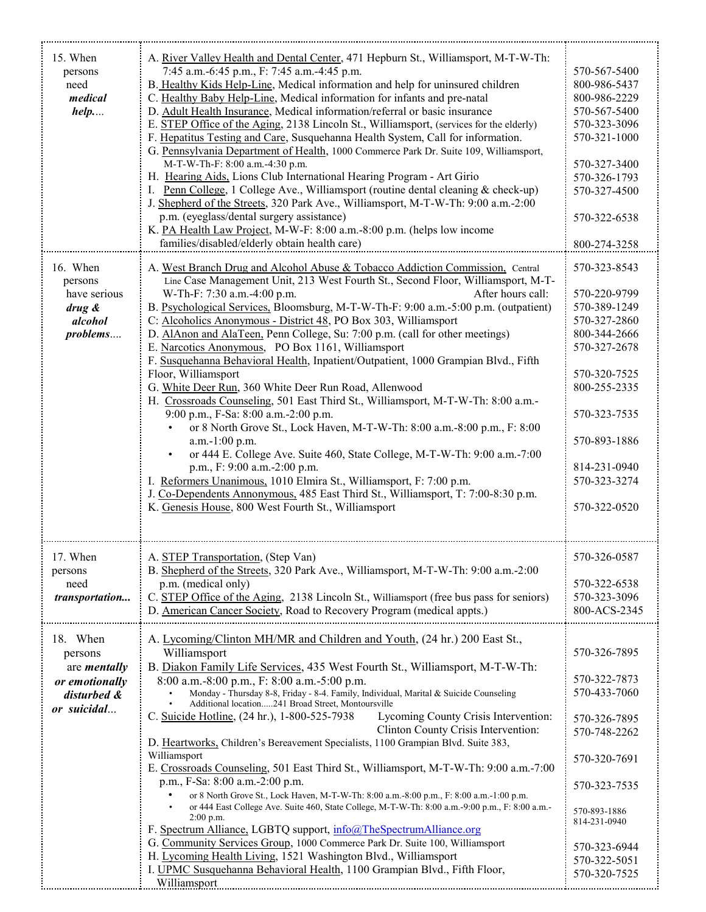| | | |
|---|---|---|
| 15. When persons need ***medical help....*** | A. River Valley Health and Dental Center, 471 Hepburn St., Williamsport, M-T-W-Th: 7:45 a.m.-6:45 p.m., F: 7:45 a.m.-4:45 p.m.<br>B. Healthy Kids Help-Line, Medical information and help for uninsured children<br>C. Healthy Baby Help-Line, Medical information for infants and pre-natal<br>D. Adult Health Insurance, Medical information/referral or basic insurance<br>E. STEP Office of the Aging, 2138 Lincoln St., Williamsport, (services for the elderly)<br>F. Hepatitus Testing and Care, Susquehanna Health System, Call for information.<br>G. Pennsylvania Department of Health, 1000 Commerce Park Dr. Suite 109, Williamsport, M-T-W-Th-F: 8:00 a.m.-4:30 p.m.<br>H. Hearing Aids, Lions Club International Hearing Program - Art Girio<br>I. Penn College, 1 College Ave., Williamsport (routine dental cleaning & check-up)<br>J. Shepherd of the Streets, 320 Park Ave., Williamsport, M-T-W-Th: 9:00 a.m.-2:00 p.m. (eyeglass/dental surgery assistance)<br>K. PA Health Law Project, M-W-F: 8:00 a.m.-8:00 p.m. (helps low income families/disabled/elderly obtain health care) | 570-567-5400<br>800-986-5437<br>800-986-2229<br>570-567-5400<br>570-323-3096<br>570-321-1000<br>570-327-3400<br>570-326-1793<br>570-327-4500<br>570-322-6538<br>800-274-3258 |
| 16. When persons have serious ***drug & alcohol problems....*** | A. West Branch Drug and Alcohol Abuse & Tobacco Addiction Commission, Central Line Case Management Unit, 213 West Fourth St., Second Floor, Williamsport, M-T-W-Th-F: 7:30 a.m.-4:00 p.m. After hours call:<br>B. Psychological Services, Bloomsburg, M-T-W-Th-F: 9:00 a.m.-5:00 p.m. (outpatient)<br>C: Alcoholics Anonymous - District 48, PO Box 303, Williamsport<br>D. AlAnon and AlaTeen, Penn College, Su: 7:00 p.m. (call for other meetings)<br>E. Narcotics Anonymous, PO Box 1161, Williamsport<br>F. Susquehanna Behavioral Health, Inpatient/Outpatient, 1000 Grampian Blvd., Fifth Floor, Williamsport<br>G. White Deer Run, 360 White Deer Run Road, Allenwood<br>H. Crossroads Counseling, 501 East Third St., Williamsport, M-T-W-Th: 8:00 a.m.-9:00 p.m., F-Sa: 8:00 a.m.-2:00 p.m.<br>• or 8 North Grove St., Lock Haven, M-T-W-Th: 8:00 a.m.-8:00 p.m., F: 8:00 a.m.-1:00 p.m.<br>• or 444 E. College Ave. Suite 460, State College, M-T-W-Th: 9:00 a.m.-7:00 p.m., F: 9:00 a.m.-2:00 p.m.<br>I. Reformers Unanimous, 1010 Elmira St., Williamsport, F: 7:00 p.m.<br>J. Co-Dependents Annonymous, 485 East Third St., Williamsport, T: 7:00-8:30 p.m.<br>K. Genesis House, 800 West Fourth St., Williamsport | 570-323-8543<br>570-220-9799<br>570-389-1249<br>570-327-2860<br>800-344-2666<br>570-327-2678<br>570-320-7525<br>800-255-2335<br>570-323-7535<br>570-893-1886<br>814-231-0940<br>570-323-3274<br>570-322-0520 |
| 17. When persons need ***transportation...*** | A. STEP Transportation, (Step Van)<br>B. Shepherd of the Streets, 320 Park Ave., Williamsport, M-T-W-Th: 9:00 a.m.-2:00 p.m. (medical only)<br>C. STEP Office of the Aging, 2138 Lincoln St., Williamsport (free bus pass for seniors)<br>D. American Cancer Society, Road to Recovery Program (medical appts.) | 570-326-0587<br>570-322-6538<br>570-323-3096<br>800-ACS-2345 |
| 18. When persons are ***mentally or emotionally disturbed & or suicidal...*** | A. Lycoming/Clinton MH/MR and Children and Youth, (24 hr.) 200 East St., Williamsport<br>B. Diakon Family Life Services, 435 West Fourth St., Williamsport, M-T-W-Th: 8:00 a.m.-8:00 p.m., F: 8:00 a.m.-5:00 p.m.<br>• Monday - Thursday 8-8, Friday - 8-4. Family, Individual, Marital & Suicide Counseling<br>• Additional location.....241 Broad Street, Montoursville<br>C. Suicide Hotline, (24 hr.), 1-800-525-7938 Lycoming County Crisis Intervention: / Clinton County Crisis Intervention:<br>D. Heartworks, Children's Bereavement Specialists, 1100 Grampian Blvd. Suite 383, Williamsport<br>E. Crossroads Counseling, 501 East Third St., Williamsport, M-T-W-Th: 9:00 a.m.-7:00 p.m., F-Sa: 8:00 a.m.-2:00 p.m.<br>• or 8 North Grove St., Lock Haven, M-T-W-Th: 8:00 a.m.-8:00 p.m., F: 8:00 a.m.-1:00 p.m.<br>• or 444 East College Ave. Suite 460, State College, M-T-W-Th: 8:00 a.m.-9:00 p.m., F: 8:00 a.m.-2:00 p.m.<br>F. Spectrum Alliance, LGBTQ support, info@TheSpectrumAlliance.org<br>G. Community Services Group, 1000 Commerce Park Dr. Suite 100, Williamsport<br>H. Lycoming Health Living, 1521 Washington Blvd., Williamsport<br>I. UPMC Susquehanna Behavioral Health, 1100 Grampian Blvd., Fifth Floor, Williamsport | 570-326-7895<br>570-322-7873<br>570-433-7060<br>570-326-7895<br>570-748-2262<br>570-320-7691<br>570-323-7535<br>570-893-1886<br>814-231-0940<br>570-323-6944<br>570-322-5051<br>570-320-7525 |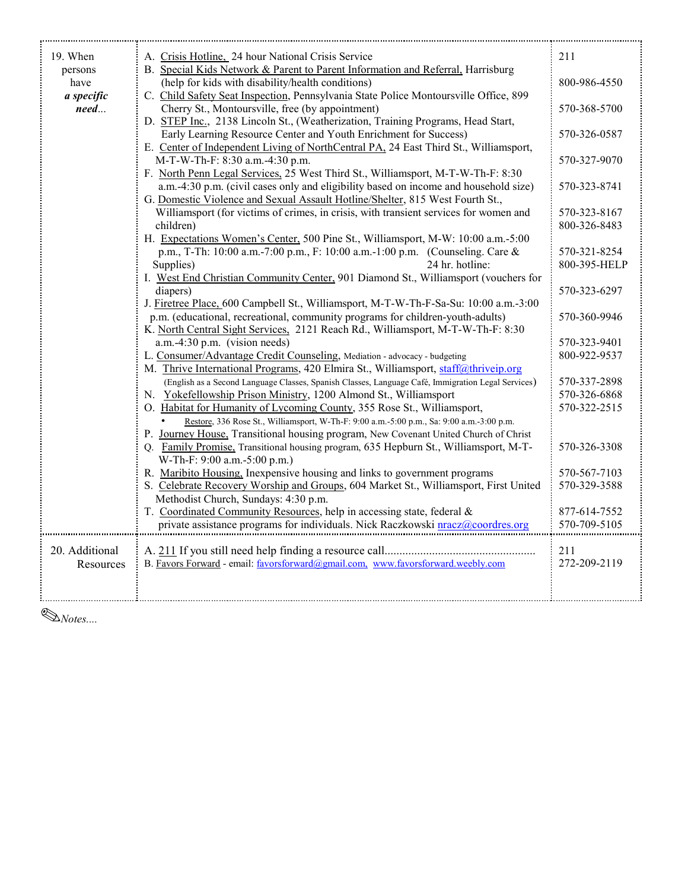| | | |
|---|---|---|
| 19. When persons have ***a specific need...*** | A. Crisis Hotline, 24 hour National Crisis Service | 211 |
| | B. Special Kids Network & Parent to Parent Information and Referral, Harrisburg (help for kids with disability/health conditions) | 800-986-4550 |
| | C. Child Safety Seat Inspection, Pennsylvania State Police Montoursville Office, 899 Cherry St., Montoursville, free (by appointment) | 570-368-5700 |
| | D. STEP Inc., 2138 Lincoln St., (Weatherization, Training Programs, Head Start, Early Learning Resource Center and Youth Enrichment for Success) | 570-326-0587 |
| | E. Center of Independent Living of NorthCentral PA, 24 East Third St., Williamsport, M-T-W-Th-F: 8:30 a.m.-4:30 p.m. | 570-327-9070 |
| | F. North Penn Legal Services, 25 West Third St., Williamsport, M-T-W-Th-F: 8:30 a.m.-4:30 p.m. (civil cases only and eligibility based on income and household size) | 570-323-8741 |
| | G. Domestic Violence and Sexual Assault Hotline/Shelter, 815 West Fourth St., Williamsport (for victims of crimes, in crisis, with transient services for women and children) | 570-323-8167<br>800-326-8483 |
| | H. Expectations Women's Center, 500 Pine St., Williamsport, M-W: 10:00 a.m.-5:00 p.m., T-Th: 10:00 a.m.-7:00 p.m., F: 10:00 a.m.-1:00 p.m. (Counseling. Care & Supplies) 24 hr. hotline: | 570-321-8254<br>800-395-HELP |
| | I. West End Christian Community Center, 901 Diamond St., Williamsport (vouchers for diapers) | 570-323-6297 |
| | J. Firetree Place, 600 Campbell St., Williamsport, M-T-W-Th-F-Sa-Su: 10:00 a.m.-3:00 p.m. (educational, recreational, community programs for children-youth-adults) | 570-360-9946 |
| | K. North Central Sight Services, 2121 Reach Rd., Williamsport, M-T-W-Th-F: 8:30 a.m.-4:30 p.m. (vision needs) | 570-323-9401 |
| | L. Consumer/Advantage Credit Counseling, Mediation - advocacy - budgeting | 800-922-9537 |
| | M. Thrive International Programs, 420 Elmira St., Williamsport, staff@thriveip.org (English as a Second Language Classes, Spanish Classes, Language Café, Immigration Legal Services) | 570-337-2898 |
| | N. Yokefellowship Prison Ministry, 1200 Almond St., Williamsport | 570-326-6868 |
| | O. Habitat for Humanity of Lycoming County, 355 Rose St., Williamsport,<br>• Restore, 336 Rose St., Williamsport, W-Th-F: 9:00 a.m.-5:00 p.m., Sa: 9:00 a.m.-3:00 p.m. | 570-322-2515 |
| | P. Journey House, Transitional housing program, New Covenant United Church of Christ | |
| | Q. Family Promise, Transitional housing program, 635 Hepburn St., Williamsport, M-T-W-Th-F: 9:00 a.m.-5:00 p.m.) | 570-326-3308 |
| | R. Maribito Housing, Inexpensive housing and links to government programs | 570-567-7103 |
| | S. Celebrate Recovery Worship and Groups, 604 Market St., Williamsport, First United Methodist Church, Sundays: 4:30 p.m. | 570-329-3588 |
| | T. Coordinated Community Resources, help in accessing state, federal & private assistance programs for individuals. Nick Raczkowski nracz@coordres.org | 877-614-7552<br>570-709-5105 |
| 20. Additional Resources | A. 211 If you still need help finding a resource call................................................... | 211 |
| | B. Favors Forward - email: favorsforward@gmail.com, www.favorsforward.weebly.com | 272-209-2119 |

✎*Notes....*